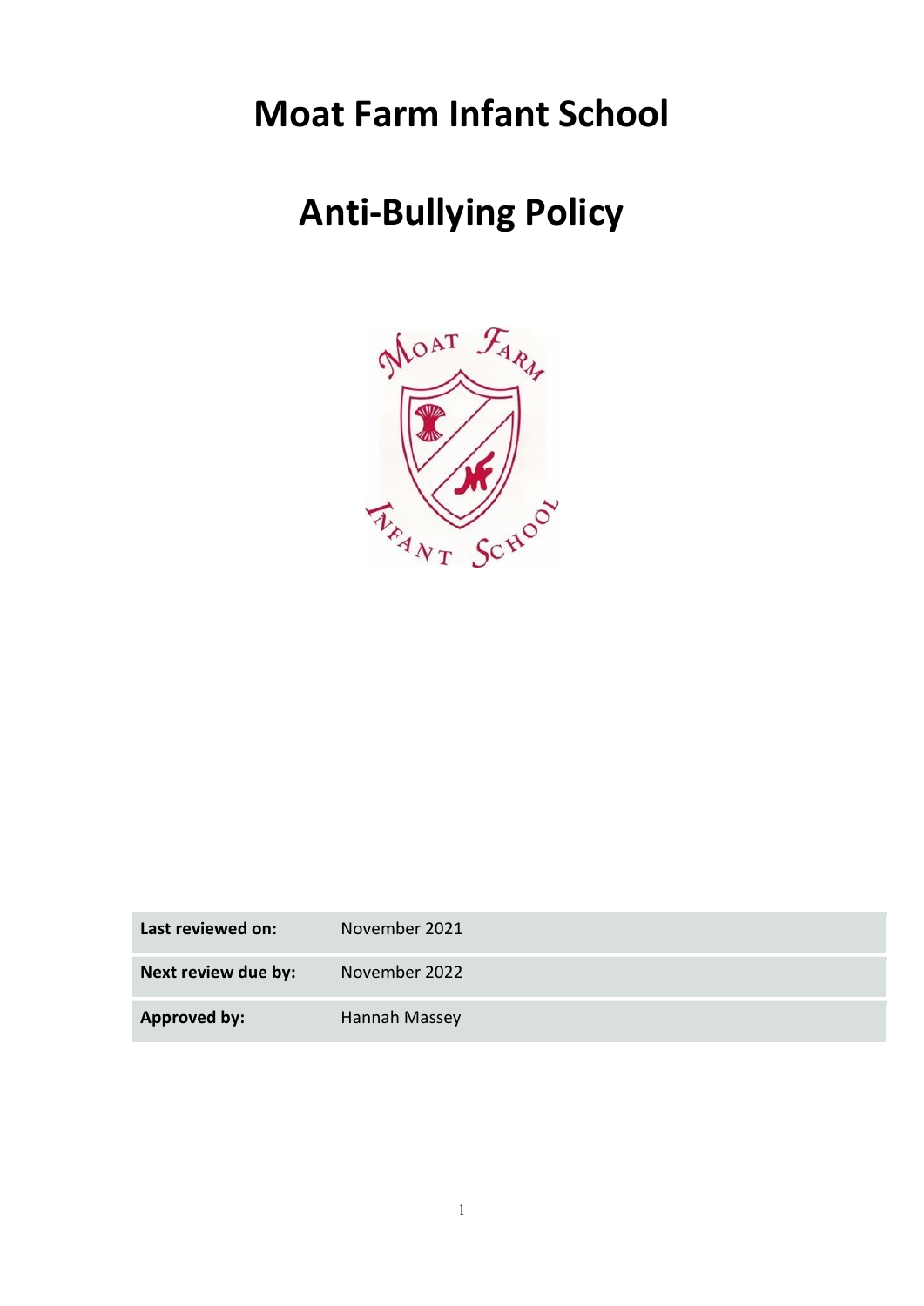# Moat Farm Infant School

# Anti-Bullying Policy

| **Last reviewed on:** | November 2021 |
|---|---|
| **Next review due by:** | November 2022 |
| **Approved by:** | Hannah Massey |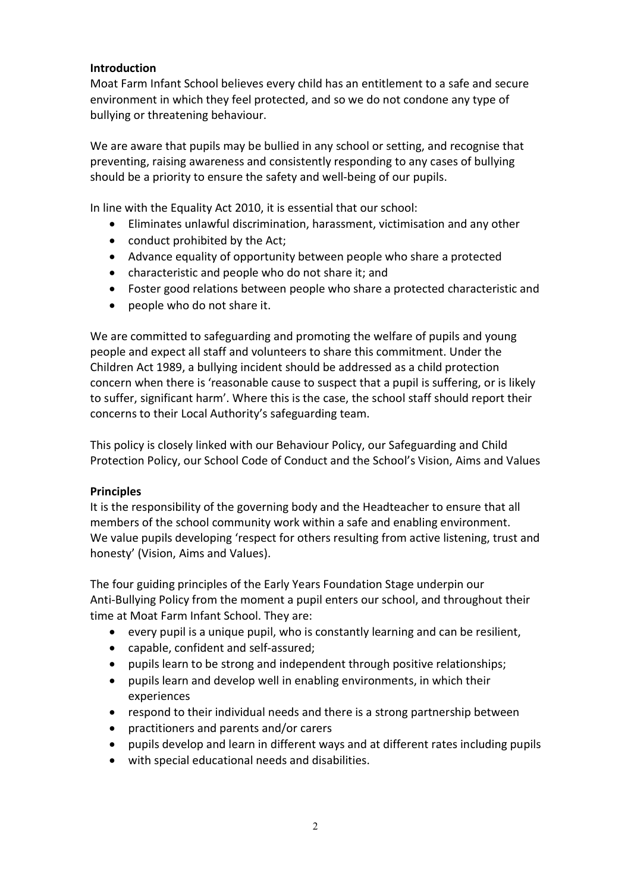**Introduction**

Moat Farm Infant School believes every child has an entitlement to a safe and secure environment in which they feel protected, and so we do not condone any type of bullying or threatening behaviour.

We are aware that pupils may be bullied in any school or setting, and recognise that preventing, raising awareness and consistently responding to any cases of bullying should be a priority to ensure the safety and well-being of our pupils.

In line with the Equality Act 2010, it is essential that our school:

- Eliminates unlawful discrimination, harassment, victimisation and any other
- conduct prohibited by the Act;
- Advance equality of opportunity between people who share a protected
- characteristic and people who do not share it; and
- Foster good relations between people who share a protected characteristic and
- people who do not share it.

We are committed to safeguarding and promoting the welfare of pupils and young people and expect all staff and volunteers to share this commitment. Under the Children Act 1989, a bullying incident should be addressed as a child protection concern when there is 'reasonable cause to suspect that a pupil is suffering, or is likely to suffer, significant harm'. Where this is the case, the school staff should report their concerns to their Local Authority's safeguarding team.

This policy is closely linked with our Behaviour Policy, our Safeguarding and Child Protection Policy, our School Code of Conduct and the School's Vision, Aims and Values

**Principles**

It is the responsibility of the governing body and the Headteacher to ensure that all members of the school community work within a safe and enabling environment. We value pupils developing 'respect for others resulting from active listening, trust and honesty' (Vision, Aims and Values).

The four guiding principles of the Early Years Foundation Stage underpin our Anti-Bullying Policy from the moment a pupil enters our school, and throughout their time at Moat Farm Infant School. They are:

- every pupil is a unique pupil, who is constantly learning and can be resilient,
- capable, confident and self-assured;
- pupils learn to be strong and independent through positive relationships;
- pupils learn and develop well in enabling environments, in which their experiences
- respond to their individual needs and there is a strong partnership between
- practitioners and parents and/or carers
- pupils develop and learn in different ways and at different rates including pupils
- with special educational needs and disabilities.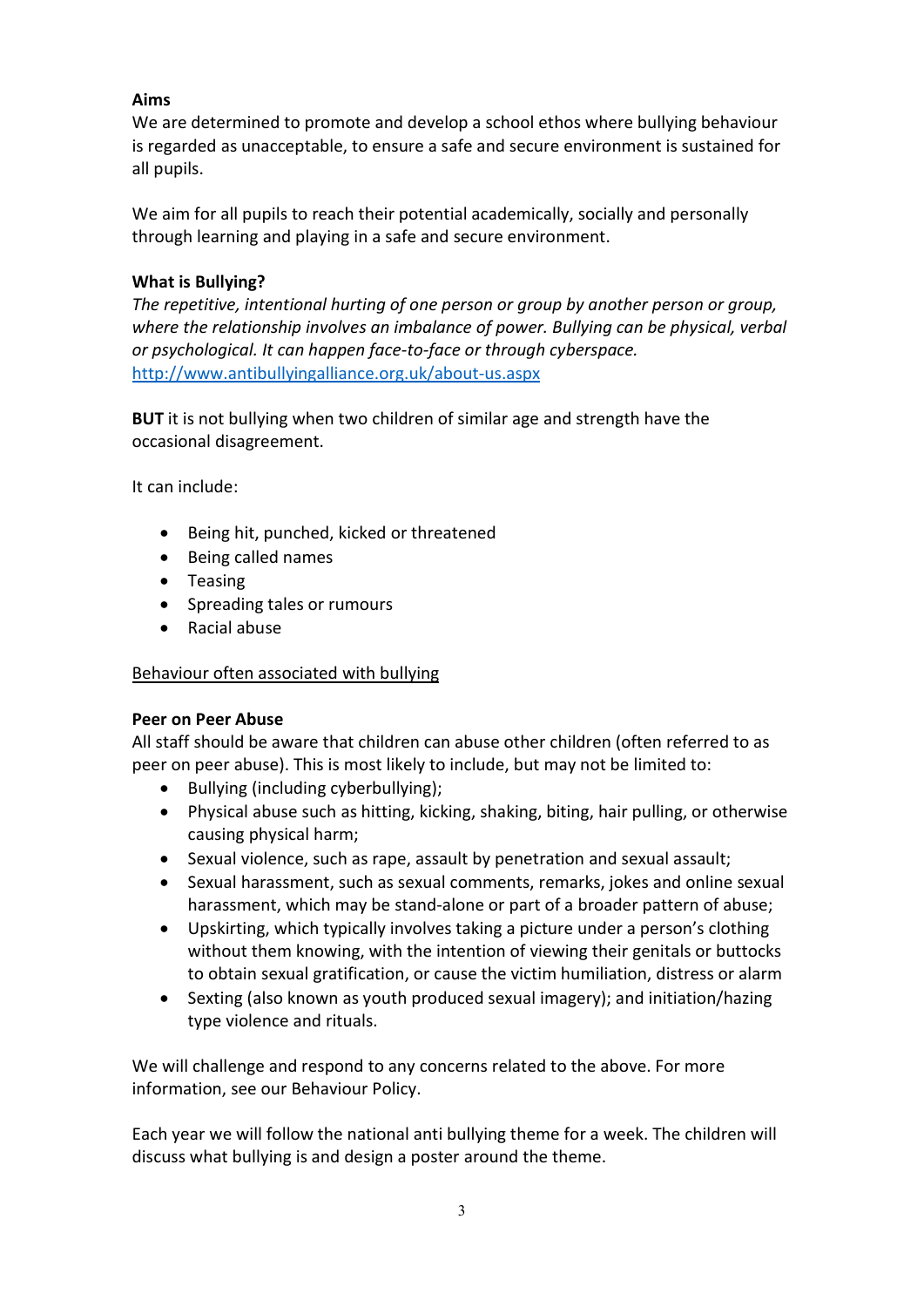**Aims**

We are determined to promote and develop a school ethos where bullying behaviour is regarded as unacceptable, to ensure a safe and secure environment is sustained for all pupils.

We aim for all pupils to reach their potential academically, socially and personally through learning and playing in a safe and secure environment.

**What is Bullying?**

*The repetitive, intentional hurting of one person or group by another person or group, where the relationship involves an imbalance of power. Bullying can be physical, verbal or psychological. It can happen face-to-face or through cyberspace.*
[http://www.antibullyingalliance.org.uk/about-us.aspx](http://www.antibullyingalliance.org.uk/about-us.aspx)

**BUT** it is not bullying when two children of similar age and strength have the occasional disagreement.

It can include:

- Being hit, punched, kicked or threatened
- Being called names
- Teasing
- Spreading tales or rumours
- Racial abuse

<u>Behaviour often associated with bullying</u>

**Peer on Peer Abuse**

All staff should be aware that children can abuse other children (often referred to as peer on peer abuse). This is most likely to include, but may not be limited to:

- Bullying (including cyberbullying);
- Physical abuse such as hitting, kicking, shaking, biting, hair pulling, or otherwise causing physical harm;
- Sexual violence, such as rape, assault by penetration and sexual assault;
- Sexual harassment, such as sexual comments, remarks, jokes and online sexual harassment, which may be stand-alone or part of a broader pattern of abuse;
- Upskirting, which typically involves taking a picture under a person's clothing without them knowing, with the intention of viewing their genitals or buttocks to obtain sexual gratification, or cause the victim humiliation, distress or alarm
- Sexting (also known as youth produced sexual imagery); and initiation/hazing type violence and rituals.

We will challenge and respond to any concerns related to the above. For more information, see our Behaviour Policy.

Each year we will follow the national anti bullying theme for a week. The children will discuss what bullying is and design a poster around the theme.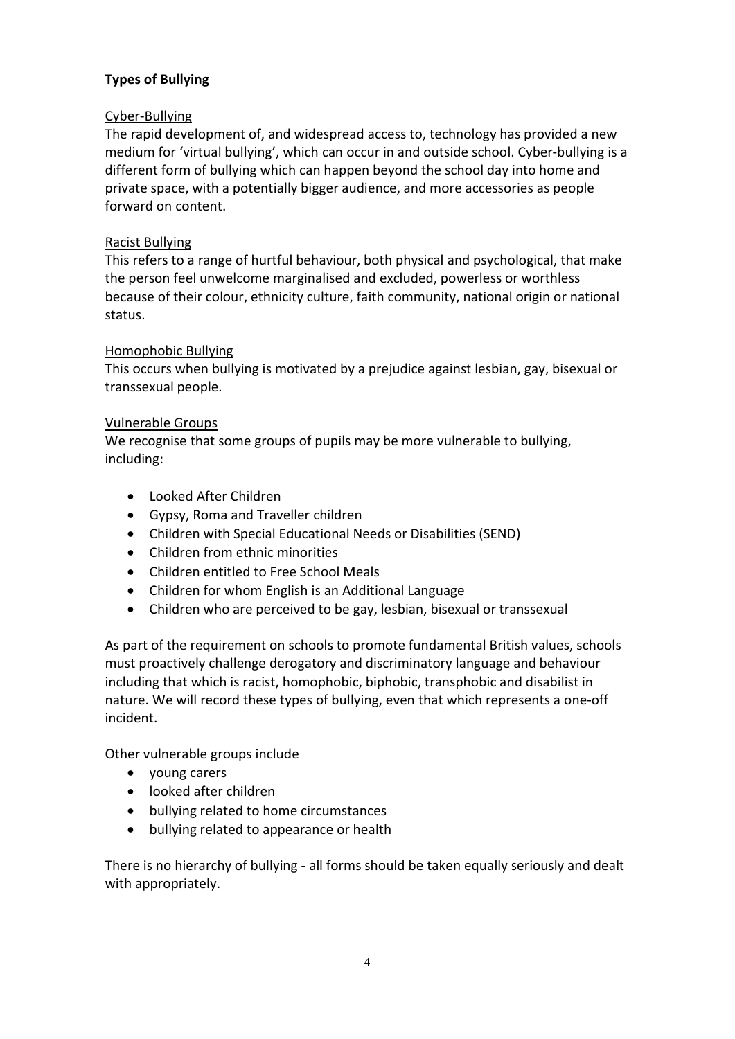**Types of Bullying**

Cyber-Bullying

The rapid development of, and widespread access to, technology has provided a new medium for 'virtual bullying', which can occur in and outside school. Cyber-bullying is a different form of bullying which can happen beyond the school day into home and private space, with a potentially bigger audience, and more accessories as people forward on content.

Racist Bullying

This refers to a range of hurtful behaviour, both physical and psychological, that make the person feel unwelcome marginalised and excluded, powerless or worthless because of their colour, ethnicity culture, faith community, national origin or national status.

Homophobic Bullying

This occurs when bullying is motivated by a prejudice against lesbian, gay, bisexual or transsexual people.

Vulnerable Groups

We recognise that some groups of pupils may be more vulnerable to bullying, including:

- Looked After Children
- Gypsy, Roma and Traveller children
- Children with Special Educational Needs or Disabilities (SEND)
- Children from ethnic minorities
- Children entitled to Free School Meals
- Children for whom English is an Additional Language
- Children who are perceived to be gay, lesbian, bisexual or transsexual

As part of the requirement on schools to promote fundamental British values, schools must proactively challenge derogatory and discriminatory language and behaviour including that which is racist, homophobic, biphobic, transphobic and disabilist in nature. We will record these types of bullying, even that which represents a one-off incident.

Other vulnerable groups include

- young carers
- looked after children
- bullying related to home circumstances
- bullying related to appearance or health

There is no hierarchy of bullying - all forms should be taken equally seriously and dealt with appropriately.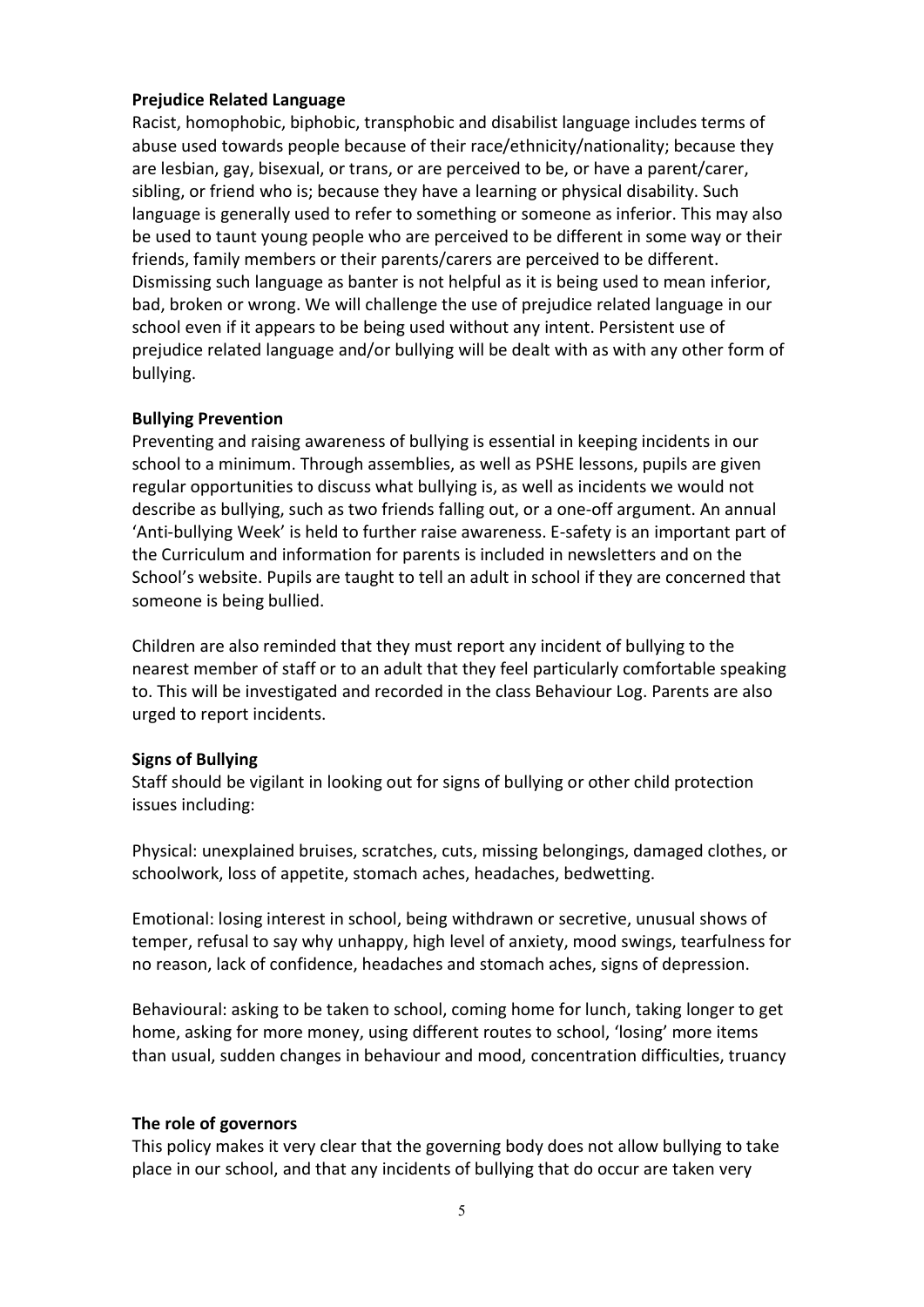**Prejudice Related Language**

Racist, homophobic, biphobic, transphobic and disabilist language includes terms of abuse used towards people because of their race/ethnicity/nationality; because they are lesbian, gay, bisexual, or trans, or are perceived to be, or have a parent/carer, sibling, or friend who is; because they have a learning or physical disability. Such language is generally used to refer to something or someone as inferior. This may also be used to taunt young people who are perceived to be different in some way or their friends, family members or their parents/carers are perceived to be different. Dismissing such language as banter is not helpful as it is being used to mean inferior, bad, broken or wrong. We will challenge the use of prejudice related language in our school even if it appears to be being used without any intent. Persistent use of prejudice related language and/or bullying will be dealt with as with any other form of bullying.

**Bullying Prevention**

Preventing and raising awareness of bullying is essential in keeping incidents in our school to a minimum. Through assemblies, as well as PSHE lessons, pupils are given regular opportunities to discuss what bullying is, as well as incidents we would not describe as bullying, such as two friends falling out, or a one-off argument. An annual 'Anti-bullying Week' is held to further raise awareness. E-safety is an important part of the Curriculum and information for parents is included in newsletters and on the School's website. Pupils are taught to tell an adult in school if they are concerned that someone is being bullied.

Children are also reminded that they must report any incident of bullying to the nearest member of staff or to an adult that they feel particularly comfortable speaking to. This will be investigated and recorded in the class Behaviour Log. Parents are also urged to report incidents.

**Signs of Bullying**

Staff should be vigilant in looking out for signs of bullying or other child protection issues including:

Physical: unexplained bruises, scratches, cuts, missing belongings, damaged clothes, or schoolwork, loss of appetite, stomach aches, headaches, bedwetting.

Emotional: losing interest in school, being withdrawn or secretive, unusual shows of temper, refusal to say why unhappy, high level of anxiety, mood swings, tearfulness for no reason, lack of confidence, headaches and stomach aches, signs of depression.

Behavioural: asking to be taken to school, coming home for lunch, taking longer to get home, asking for more money, using different routes to school, 'losing' more items than usual, sudden changes in behaviour and mood, concentration difficulties, truancy

**The role of governors**

This policy makes it very clear that the governing body does not allow bullying to take place in our school, and that any incidents of bullying that do occur are taken very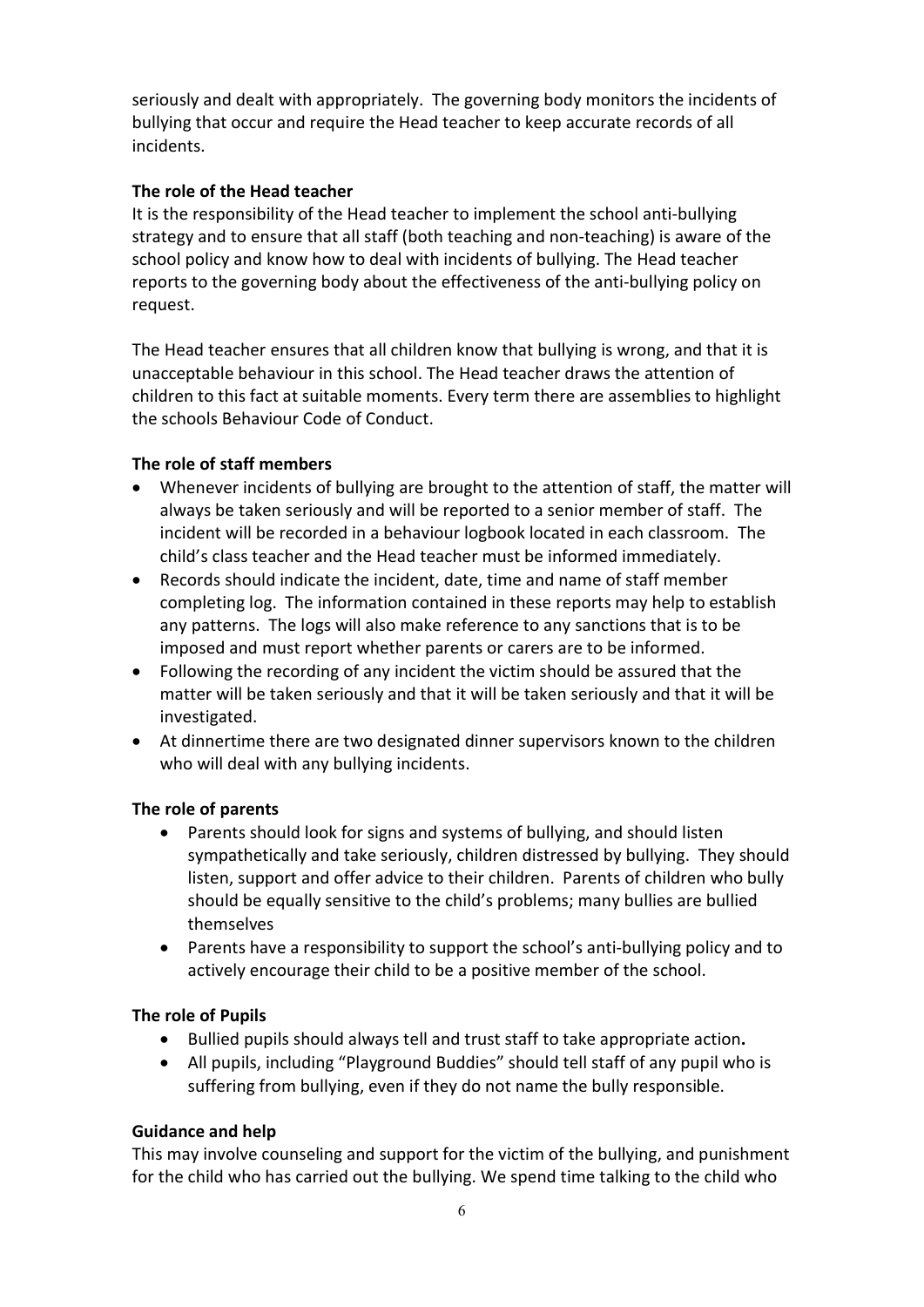seriously and dealt with appropriately. The governing body monitors the incidents of bullying that occur and require the Head teacher to keep accurate records of all incidents.

**The role of the Head teacher**

It is the responsibility of the Head teacher to implement the school anti-bullying strategy and to ensure that all staff (both teaching and non-teaching) is aware of the school policy and know how to deal with incidents of bullying. The Head teacher reports to the governing body about the effectiveness of the anti-bullying policy on request.

The Head teacher ensures that all children know that bullying is wrong, and that it is unacceptable behaviour in this school. The Head teacher draws the attention of children to this fact at suitable moments. Every term there are assemblies to highlight the schools Behaviour Code of Conduct.

**The role of staff members**

- Whenever incidents of bullying are brought to the attention of staff, the matter will always be taken seriously and will be reported to a senior member of staff. The incident will be recorded in a behaviour logbook located in each classroom. The child's class teacher and the Head teacher must be informed immediately.
- Records should indicate the incident, date, time and name of staff member completing log. The information contained in these reports may help to establish any patterns. The logs will also make reference to any sanctions that is to be imposed and must report whether parents or carers are to be informed.
- Following the recording of any incident the victim should be assured that the matter will be taken seriously and that it will be taken seriously and that it will be investigated.
- At dinnertime there are two designated dinner supervisors known to the children who will deal with any bullying incidents.

**The role of parents**

- Parents should look for signs and systems of bullying, and should listen sympathetically and take seriously, children distressed by bullying. They should listen, support and offer advice to their children. Parents of children who bully should be equally sensitive to the child's problems; many bullies are bullied themselves
- Parents have a responsibility to support the school's anti-bullying policy and to actively encourage their child to be a positive member of the school.

**The role of Pupils**

- Bullied pupils should always tell and trust staff to take appropriate action**.**
- All pupils, including "Playground Buddies" should tell staff of any pupil who is suffering from bullying, even if they do not name the bully responsible.

**Guidance and help**

This may involve counseling and support for the victim of the bullying, and punishment for the child who has carried out the bullying. We spend time talking to the child who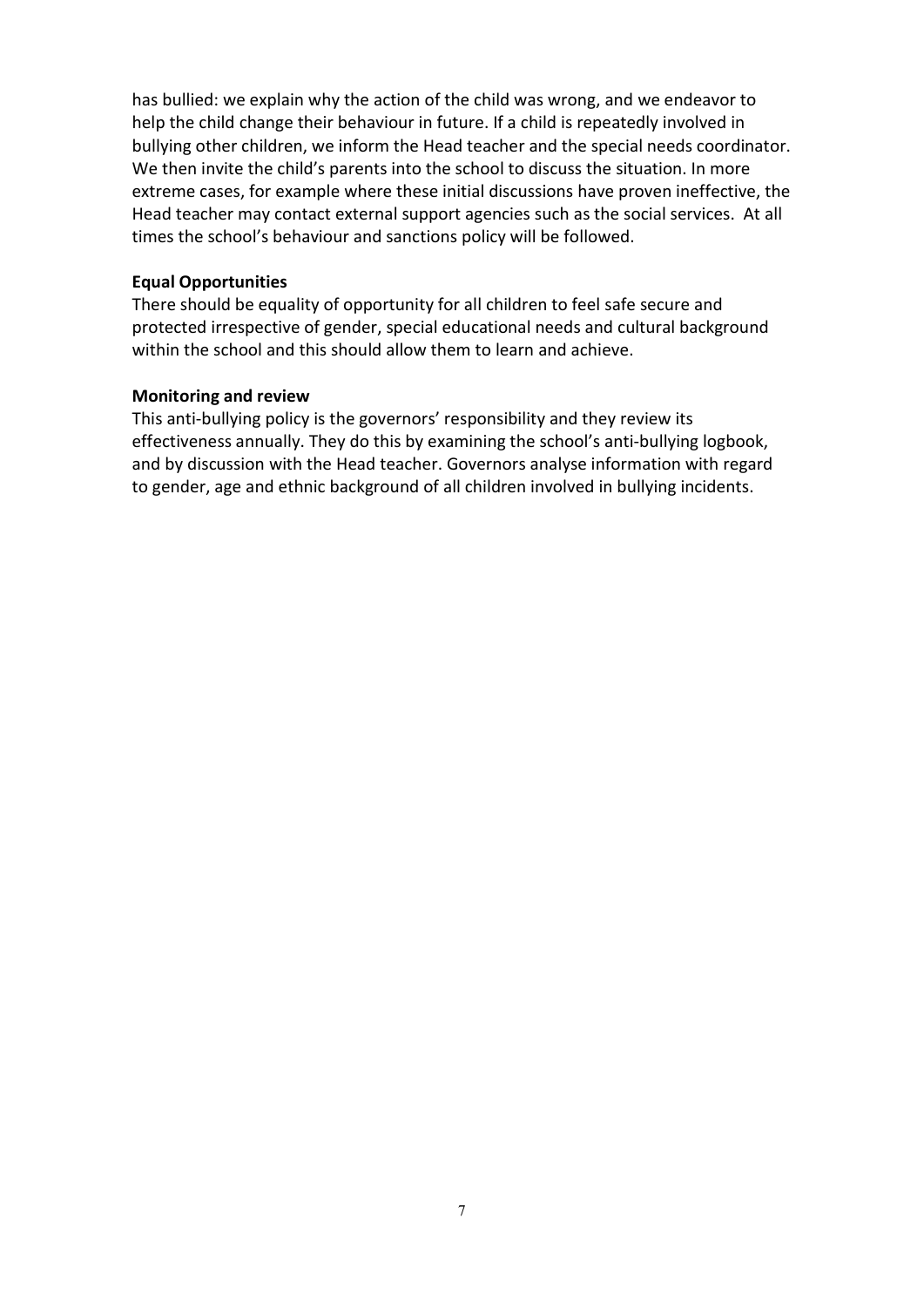has bullied: we explain why the action of the child was wrong, and we endeavor to help the child change their behaviour in future. If a child is repeatedly involved in bullying other children, we inform the Head teacher and the special needs coordinator. We then invite the child's parents into the school to discuss the situation. In more extreme cases, for example where these initial discussions have proven ineffective, the Head teacher may contact external support agencies such as the social services. At all times the school's behaviour and sanctions policy will be followed.

**Equal Opportunities**

There should be equality of opportunity for all children to feel safe secure and protected irrespective of gender, special educational needs and cultural background within the school and this should allow them to learn and achieve.

**Monitoring and review**

This anti-bullying policy is the governors' responsibility and they review its effectiveness annually. They do this by examining the school's anti-bullying logbook, and by discussion with the Head teacher. Governors analyse information with regard to gender, age and ethnic background of all children involved in bullying incidents.